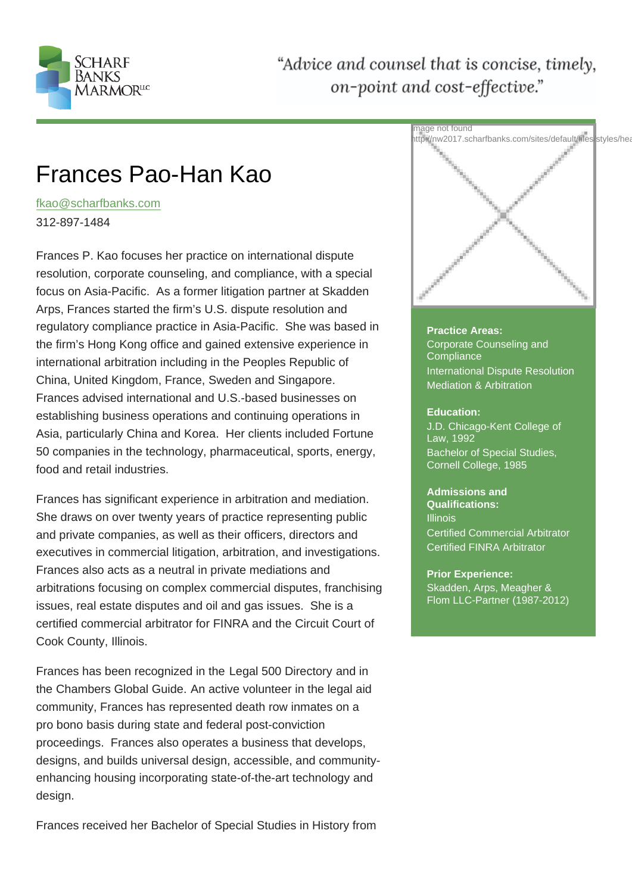Scharf Banks Marmor LLC

"Advice and counsel that is concise, timely, on-point and cost-effective."

# Frances Pao-Han Kao

fkao@scharfbanks.com

312-897-1484

Frances P. Kao focuses her practice on international dispute resolution, corporate counseling, and compliance, with a special focus on Asia-Pacific. As a former litigation partner at Skadden Arps, Frances started the firm's U.S. dispute resolution and regulatory compliance practice in Asia-Pacific. She was based in the firm's Hong Kong office and gained extensive experience in international arbitration including in the Peoples Republic of China, United Kingdom, France, Sweden and Singapore. Frances advised international and U.S.-based businesses on establishing business operations and continuing operations in Asia, particularly China and Korea. Her clients included Fortune 50 companies in the technology, pharmaceutical, sports, energy, food and retail industries.

Frances has significant experience in arbitration and mediation. She draws on over twenty years of practice representing public and private companies, as well as their officers, directors and executives in commercial litigation, arbitration, and investigations. Frances also acts as a neutral in private mediations and arbitrations focusing on complex commercial disputes, franchising issues, real estate disputes and oil and gas issues. She is a certified commercial arbitrator for FINRA and the Circuit Court of Cook County, Illinois.

Frances has been recognized in the Legal 500 Directory and in the Chambers Global Guide. An active volunteer in the legal aid community, Frances has represented death row inmates on a pro bono basis during state and federal post-conviction proceedings. Frances also operates a business that develops, designs, and builds universal design, accessible, and community-enhancing housing incorporating state-of-the-art technology and design.

Frances received her Bachelor of Special Studies in History from

**Practice Areas:**

Corporate Counseling and Compliance

International Dispute Resolution

Mediation & Arbitration

**Education:**

J.D. Chicago-Kent College of Law, 1992

Bachelor of Special Studies, Cornell College, 1985

**Admissions and Qualifications:**

Illinois

Certified Commercial Arbitrator

Certified FINRA Arbitrator

**Prior Experience:**

Skadden, Arps, Meagher & Flom LLC-Partner (1987-2012)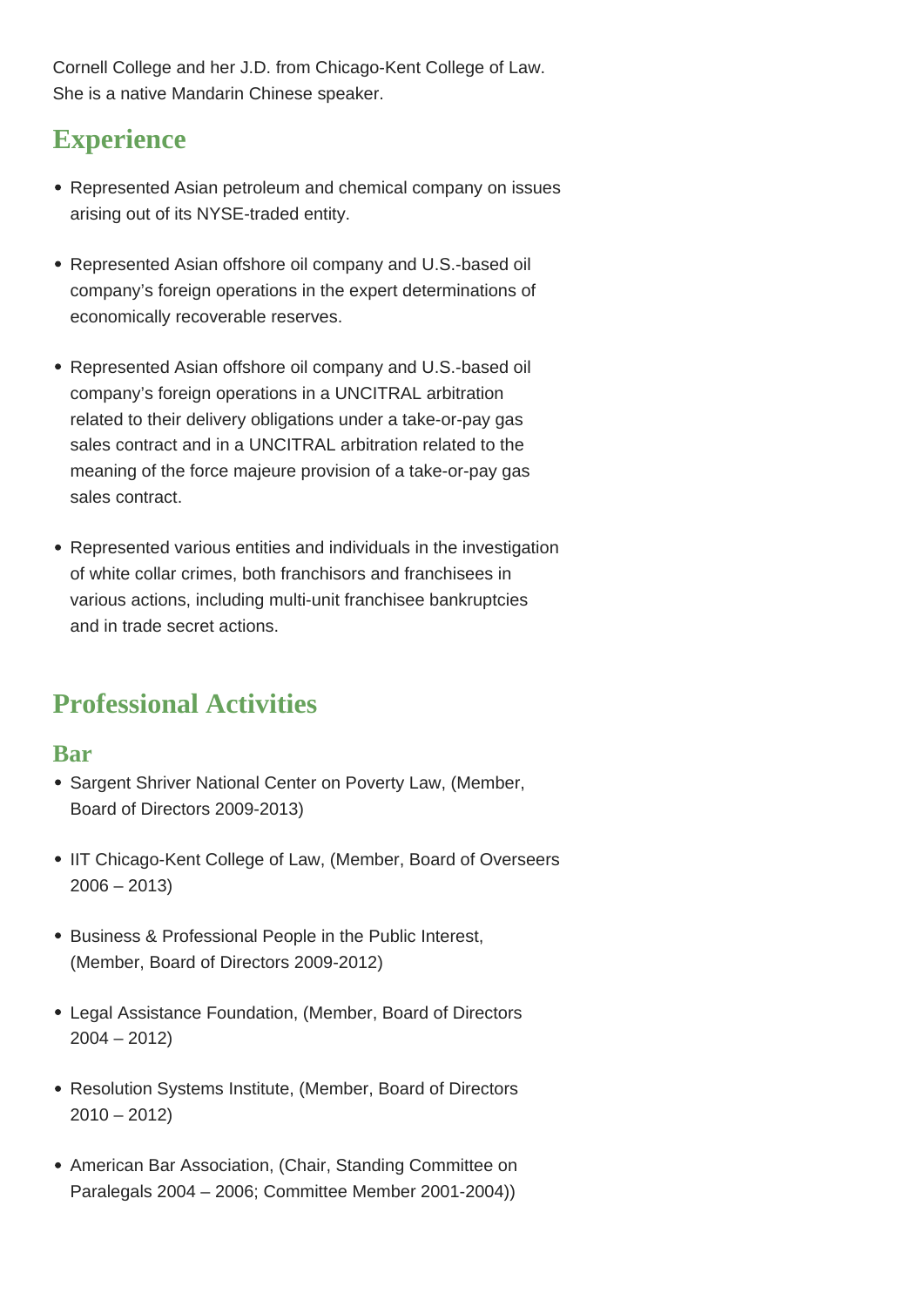Cornell College and her J.D. from Chicago-Kent College of Law. She is a native Mandarin Chinese speaker.

## Experience

- Represented Asian petroleum and chemical company on issues arising out of its NYSE-traded entity.
- Represented Asian offshore oil company and U.S.-based oil company's foreign operations in the expert determinations of economically recoverable reserves.
- Represented Asian offshore oil company and U.S.-based oil company's foreign operations in a UNCITRAL arbitration related to their delivery obligations under a take-or-pay gas sales contract and in a UNCITRAL arbitration related to the meaning of the force majeure provision of a take-or-pay gas sales contract.
- Represented various entities and individuals in the investigation of white collar crimes, both franchisors and franchisees in various actions, including multi-unit franchisee bankruptcies and in trade secret actions.

## Professional Activities

### Bar

- Sargent Shriver National Center on Poverty Law, (Member, Board of Directors 2009-2013)
- IIT Chicago-Kent College of Law, (Member, Board of Overseers 2006 – 2013)
- Business & Professional People in the Public Interest, (Member, Board of Directors 2009-2012)
- Legal Assistance Foundation, (Member, Board of Directors 2004 – 2012)
- Resolution Systems Institute, (Member, Board of Directors 2010 – 2012)
- American Bar Association, (Chair, Standing Committee on Paralegals 2004 – 2006; Committee Member 2001-2004))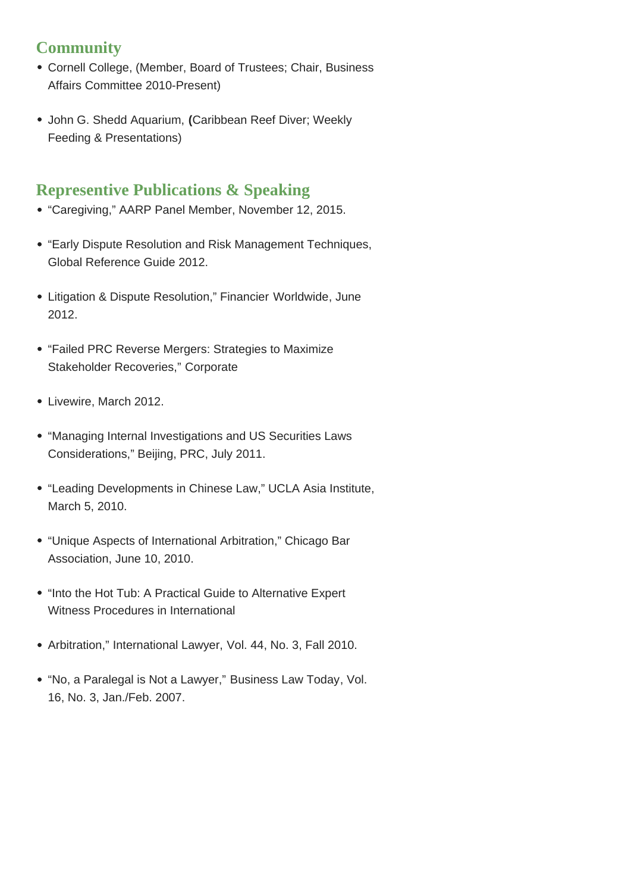## Community

- Cornell College, (Member, Board of Trustees; Chair, Business Affairs Committee 2010-Present)
- John G. Shedd Aquarium, **(**Caribbean Reef Diver; Weekly Feeding & Presentations)

## Representive Publications & Speaking

- "Caregiving," AARP Panel Member, November 12, 2015.
- "Early Dispute Resolution and Risk Management Techniques, Global Reference Guide 2012.
- Litigation & Dispute Resolution," Financier Worldwide, June 2012.
- "Failed PRC Reverse Mergers: Strategies to Maximize Stakeholder Recoveries," Corporate
- Livewire, March 2012.
- "Managing Internal Investigations and US Securities Laws Considerations," Beijing, PRC, July 2011.
- "Leading Developments in Chinese Law," UCLA Asia Institute, March 5, 2010.
- "Unique Aspects of International Arbitration," Chicago Bar Association, June 10, 2010.
- "Into the Hot Tub: A Practical Guide to Alternative Expert Witness Procedures in International
- Arbitration," International Lawyer, Vol. 44, No. 3, Fall 2010.
- "No, a Paralegal is Not a Lawyer," Business Law Today, Vol. 16, No. 3, Jan./Feb. 2007.